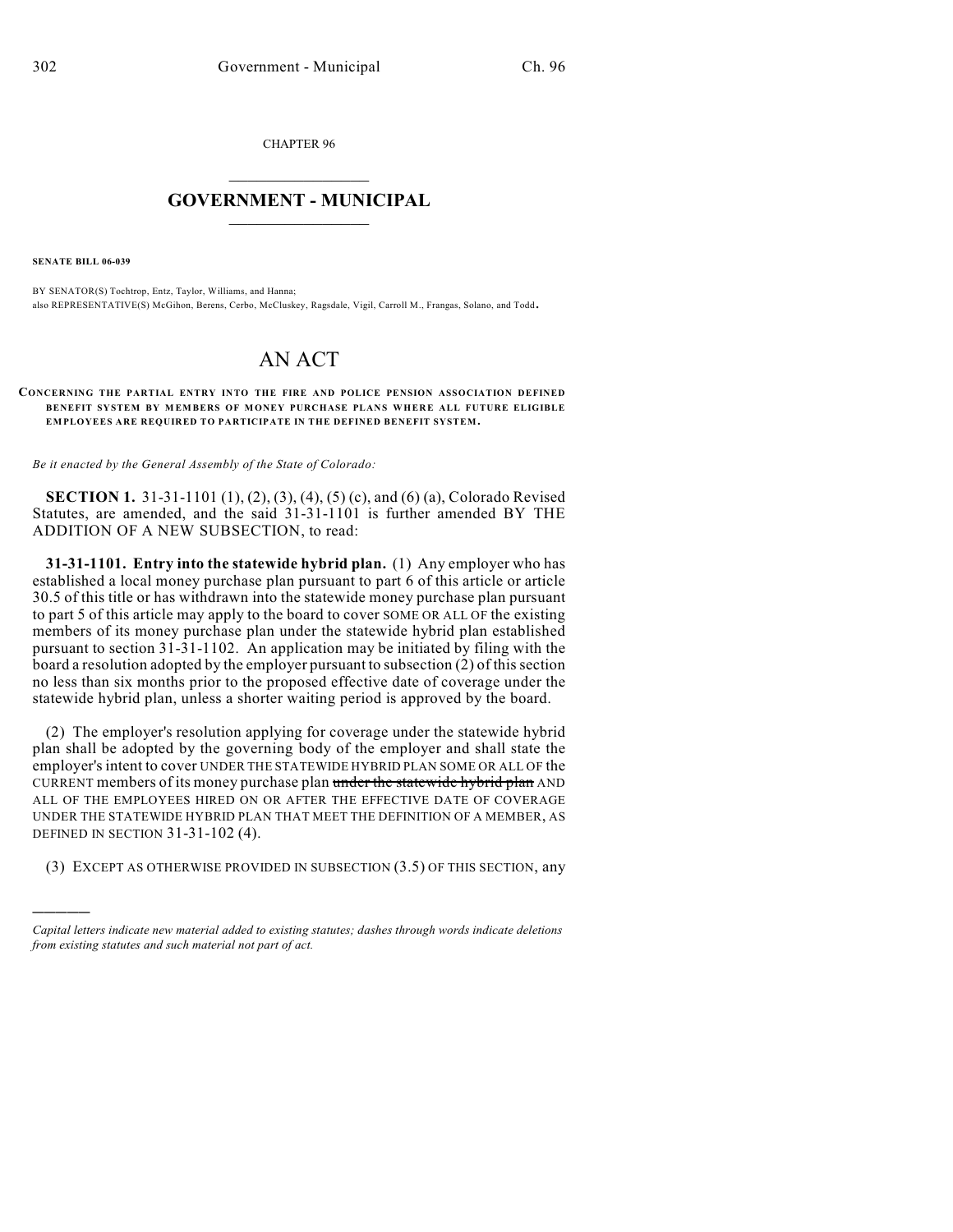CHAPTER 96

# GOVERNMENT - MUNICIPAL

**SENATE BILL 06-039**

BY SENATOR(S) Tochtrop, Entz, Taylor, Williams, and Hanna;
also REPRESENTATIVE(S) McGihon, Berens, Cerbo, McCluskey, Ragsdale, Vigil, Carroll M., Frangas, Solano, and Todd.

# AN ACT

**CONCERNING THE PARTIAL ENTRY INTO THE FIRE AND POLICE PENSION ASSOCIATION DEFINED BENEFIT SYSTEM BY MEMBERS OF MONEY PURCHASE PLANS WHERE ALL FUTURE ELIGIBLE EMPLOYEES ARE REQUIRED TO PARTICIPATE IN THE DEFINED BENEFIT SYSTEM.**

*Be it enacted by the General Assembly of the State of Colorado:*

**SECTION 1.** 31-31-1101 (1), (2), (3), (4), (5) (c), and (6) (a), Colorado Revised Statutes, are amended, and the said 31-31-1101 is further amended BY THE ADDITION OF A NEW SUBSECTION, to read:

**31-31-1101. Entry into the statewide hybrid plan.** (1) Any employer who has established a local money purchase plan pursuant to part 6 of this article or article 30.5 of this title or has withdrawn into the statewide money purchase plan pursuant to part 5 of this article may apply to the board to cover SOME OR ALL OF the existing members of its money purchase plan under the statewide hybrid plan established pursuant to section 31-31-1102. An application may be initiated by filing with the board a resolution adopted by the employer pursuant to subsection (2) of this section no less than six months prior to the proposed effective date of coverage under the statewide hybrid plan, unless a shorter waiting period is approved by the board.

(2) The employer's resolution applying for coverage under the statewide hybrid plan shall be adopted by the governing body of the employer and shall state the employer's intent to cover UNDER THE STATEWIDE HYBRID PLAN SOME OR ALL OF the CURRENT members of its money purchase plan ~~under the statewide hybrid plan~~ AND ALL OF THE EMPLOYEES HIRED ON OR AFTER THE EFFECTIVE DATE OF COVERAGE UNDER THE STATEWIDE HYBRID PLAN THAT MEET THE DEFINITION OF A MEMBER, AS DEFINED IN SECTION 31-31-102 (4).

(3) EXCEPT AS OTHERWISE PROVIDED IN SUBSECTION (3.5) OF THIS SECTION, any

---

*Capital letters indicate new material added to existing statutes; dashes through words indicate deletions from existing statutes and such material not part of act.*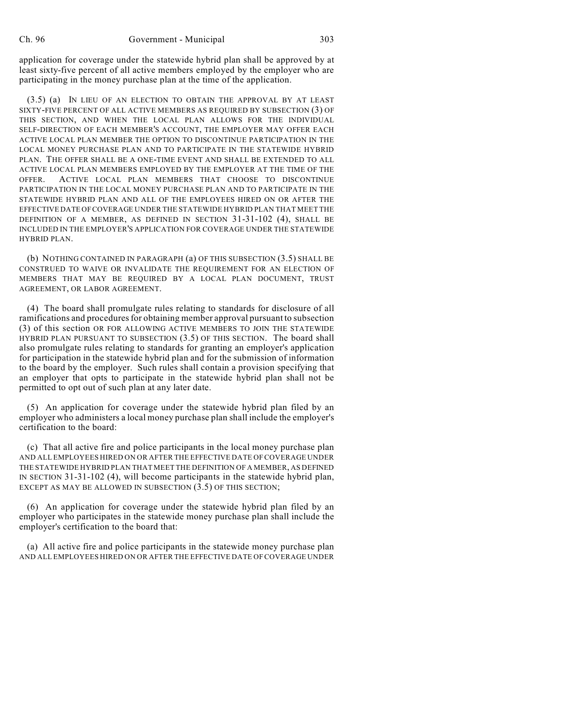application for coverage under the statewide hybrid plan shall be approved by at least sixty-five percent of all active members employed by the employer who are participating in the money purchase plan at the time of the application.

(3.5) (a) IN LIEU OF AN ELECTION TO OBTAIN THE APPROVAL BY AT LEAST SIXTY-FIVE PERCENT OF ALL ACTIVE MEMBERS AS REQUIRED BY SUBSECTION (3) OF THIS SECTION, AND WHEN THE LOCAL PLAN ALLOWS FOR THE INDIVIDUAL SELF-DIRECTION OF EACH MEMBER'S ACCOUNT, THE EMPLOYER MAY OFFER EACH ACTIVE LOCAL PLAN MEMBER THE OPTION TO DISCONTINUE PARTICIPATION IN THE LOCAL MONEY PURCHASE PLAN AND TO PARTICIPATE IN THE STATEWIDE HYBRID PLAN. THE OFFER SHALL BE A ONE-TIME EVENT AND SHALL BE EXTENDED TO ALL ACTIVE LOCAL PLAN MEMBERS EMPLOYED BY THE EMPLOYER AT THE TIME OF THE OFFER. ACTIVE LOCAL PLAN MEMBERS THAT CHOOSE TO DISCONTINUE PARTICIPATION IN THE LOCAL MONEY PURCHASE PLAN AND TO PARTICIPATE IN THE STATEWIDE HYBRID PLAN AND ALL OF THE EMPLOYEES HIRED ON OR AFTER THE EFFECTIVE DATE OF COVERAGE UNDER THE STATEWIDE HYBRID PLAN THAT MEET THE DEFINITION OF A MEMBER, AS DEFINED IN SECTION 31-31-102 (4), SHALL BE INCLUDED IN THE EMPLOYER'S APPLICATION FOR COVERAGE UNDER THE STATEWIDE HYBRID PLAN.

(b) NOTHING CONTAINED IN PARAGRAPH (a) OF THIS SUBSECTION (3.5) SHALL BE CONSTRUED TO WAIVE OR INVALIDATE THE REQUIREMENT FOR AN ELECTION OF MEMBERS THAT MAY BE REQUIRED BY A LOCAL PLAN DOCUMENT, TRUST AGREEMENT, OR LABOR AGREEMENT.

(4) The board shall promulgate rules relating to standards for disclosure of all ramifications and procedures for obtaining member approval pursuant to subsection (3) of this section OR FOR ALLOWING ACTIVE MEMBERS TO JOIN THE STATEWIDE HYBRID PLAN PURSUANT TO SUBSECTION (3.5) OF THIS SECTION. The board shall also promulgate rules relating to standards for granting an employer's application for participation in the statewide hybrid plan and for the submission of information to the board by the employer. Such rules shall contain a provision specifying that an employer that opts to participate in the statewide hybrid plan shall not be permitted to opt out of such plan at any later date.

(5) An application for coverage under the statewide hybrid plan filed by an employer who administers a local money purchase plan shall include the employer's certification to the board:

(c) That all active fire and police participants in the local money purchase plan AND ALL EMPLOYEES HIRED ON OR AFTER THE EFFECTIVE DATE OF COVERAGE UNDER THE STATEWIDE HYBRID PLAN THAT MEET THE DEFINITION OF A MEMBER, AS DEFINED IN SECTION 31-31-102 (4), will become participants in the statewide hybrid plan, EXCEPT AS MAY BE ALLOWED IN SUBSECTION (3.5) OF THIS SECTION;

(6) An application for coverage under the statewide hybrid plan filed by an employer who participates in the statewide money purchase plan shall include the employer's certification to the board that:

(a) All active fire and police participants in the statewide money purchase plan AND ALL EMPLOYEES HIRED ON OR AFTER THE EFFECTIVE DATE OF COVERAGE UNDER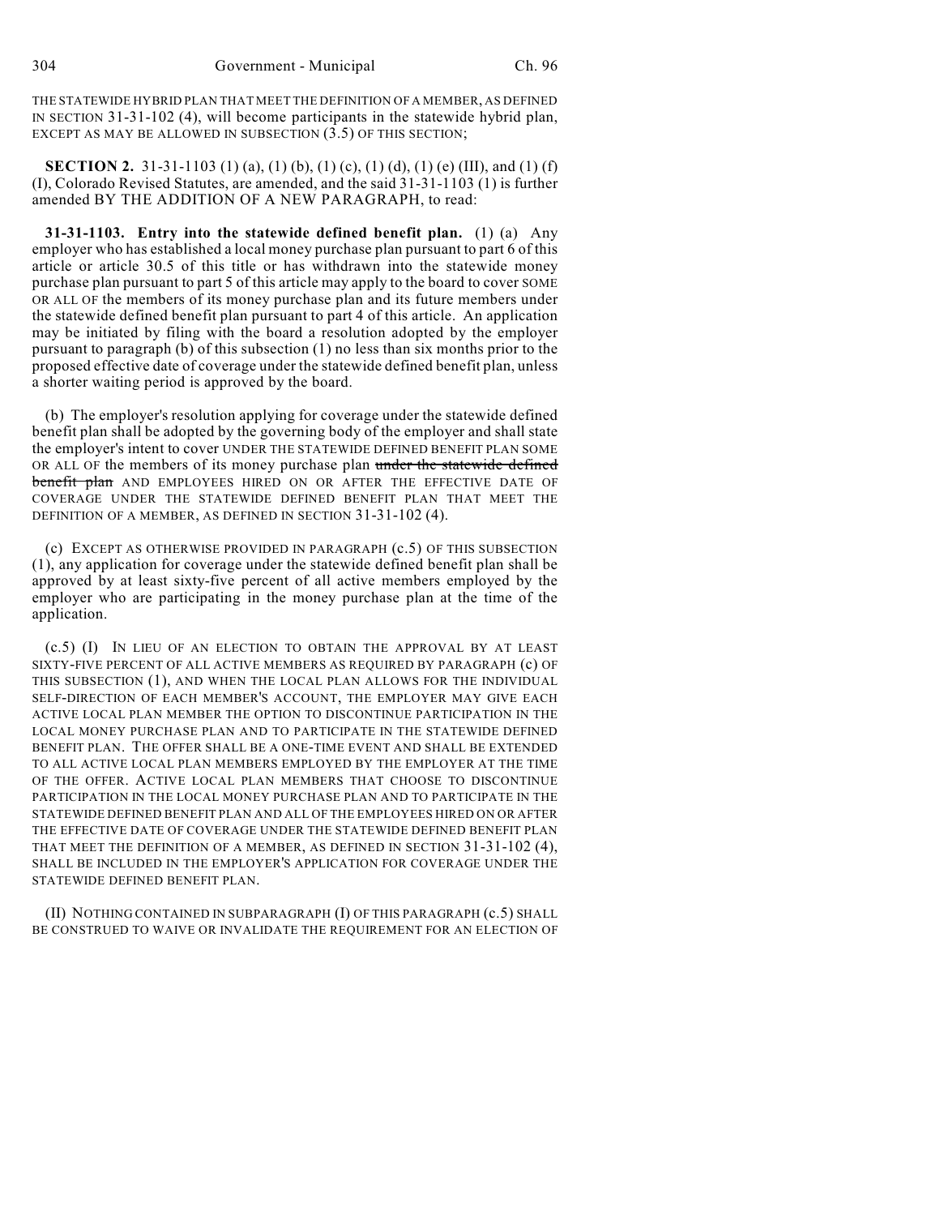THE STATEWIDE HYBRID PLAN THAT MEET THE DEFINITION OF A MEMBER, AS DEFINED IN SECTION 31-31-102 (4), will become participants in the statewide hybrid plan, EXCEPT AS MAY BE ALLOWED IN SUBSECTION (3.5) OF THIS SECTION;

**SECTION 2.** 31-31-1103 (1) (a), (1) (b), (1) (c), (1) (d), (1) (e) (III), and (1) (f) (I), Colorado Revised Statutes, are amended, and the said 31-31-1103 (1) is further amended BY THE ADDITION OF A NEW PARAGRAPH, to read:

**31-31-1103. Entry into the statewide defined benefit plan.** (1) (a) Any employer who has established a local money purchase plan pursuant to part 6 of this article or article 30.5 of this title or has withdrawn into the statewide money purchase plan pursuant to part 5 of this article may apply to the board to cover SOME OR ALL OF the members of its money purchase plan and its future members under the statewide defined benefit plan pursuant to part 4 of this article. An application may be initiated by filing with the board a resolution adopted by the employer pursuant to paragraph (b) of this subsection (1) no less than six months prior to the proposed effective date of coverage under the statewide defined benefit plan, unless a shorter waiting period is approved by the board.

(b) The employer's resolution applying for coverage under the statewide defined benefit plan shall be adopted by the governing body of the employer and shall state the employer's intent to cover UNDER THE STATEWIDE DEFINED BENEFIT PLAN SOME OR ALL OF the members of its money purchase plan ~~under the statewide defined benefit plan~~ AND EMPLOYEES HIRED ON OR AFTER THE EFFECTIVE DATE OF COVERAGE UNDER THE STATEWIDE DEFINED BENEFIT PLAN THAT MEET THE DEFINITION OF A MEMBER, AS DEFINED IN SECTION 31-31-102 (4).

(c) EXCEPT AS OTHERWISE PROVIDED IN PARAGRAPH (c.5) OF THIS SUBSECTION (1), any application for coverage under the statewide defined benefit plan shall be approved by at least sixty-five percent of all active members employed by the employer who are participating in the money purchase plan at the time of the application.

(c.5) (I) IN LIEU OF AN ELECTION TO OBTAIN THE APPROVAL BY AT LEAST SIXTY-FIVE PERCENT OF ALL ACTIVE MEMBERS AS REQUIRED BY PARAGRAPH (c) OF THIS SUBSECTION (1), AND WHEN THE LOCAL PLAN ALLOWS FOR THE INDIVIDUAL SELF-DIRECTION OF EACH MEMBER'S ACCOUNT, THE EMPLOYER MAY GIVE EACH ACTIVE LOCAL PLAN MEMBER THE OPTION TO DISCONTINUE PARTICIPATION IN THE LOCAL MONEY PURCHASE PLAN AND TO PARTICIPATE IN THE STATEWIDE DEFINED BENEFIT PLAN. THE OFFER SHALL BE A ONE-TIME EVENT AND SHALL BE EXTENDED TO ALL ACTIVE LOCAL PLAN MEMBERS EMPLOYED BY THE EMPLOYER AT THE TIME OF THE OFFER. ACTIVE LOCAL PLAN MEMBERS THAT CHOOSE TO DISCONTINUE PARTICIPATION IN THE LOCAL MONEY PURCHASE PLAN AND TO PARTICIPATE IN THE STATEWIDE DEFINED BENEFIT PLAN AND ALL OF THE EMPLOYEES HIRED ON OR AFTER THE EFFECTIVE DATE OF COVERAGE UNDER THE STATEWIDE DEFINED BENEFIT PLAN THAT MEET THE DEFINITION OF A MEMBER, AS DEFINED IN SECTION 31-31-102 (4), SHALL BE INCLUDED IN THE EMPLOYER'S APPLICATION FOR COVERAGE UNDER THE STATEWIDE DEFINED BENEFIT PLAN.

(II) NOTHING CONTAINED IN SUBPARAGRAPH (I) OF THIS PARAGRAPH (c.5) SHALL BE CONSTRUED TO WAIVE OR INVALIDATE THE REQUIREMENT FOR AN ELECTION OF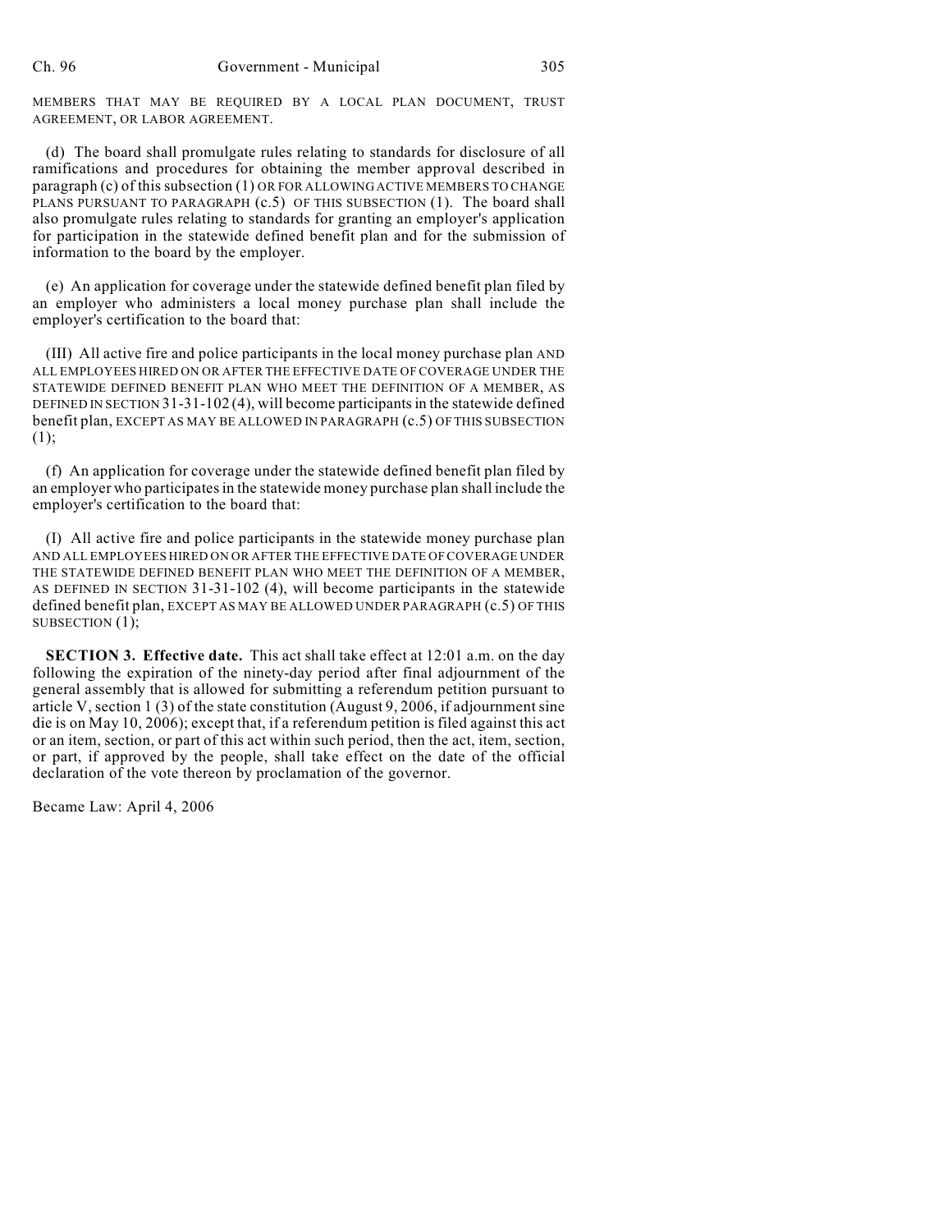MEMBERS THAT MAY BE REQUIRED BY A LOCAL PLAN DOCUMENT, TRUST AGREEMENT, OR LABOR AGREEMENT.

(d) The board shall promulgate rules relating to standards for disclosure of all ramifications and procedures for obtaining the member approval described in paragraph (c) of this subsection (1) OR FOR ALLOWING ACTIVE MEMBERS TO CHANGE PLANS PURSUANT TO PARAGRAPH (c.5) OF THIS SUBSECTION (1). The board shall also promulgate rules relating to standards for granting an employer's application for participation in the statewide defined benefit plan and for the submission of information to the board by the employer.

(e) An application for coverage under the statewide defined benefit plan filed by an employer who administers a local money purchase plan shall include the employer's certification to the board that:

(III) All active fire and police participants in the local money purchase plan AND ALL EMPLOYEES HIRED ON OR AFTER THE EFFECTIVE DATE OF COVERAGE UNDER THE STATEWIDE DEFINED BENEFIT PLAN WHO MEET THE DEFINITION OF A MEMBER, AS DEFINED IN SECTION 31-31-102 (4), will become participants in the statewide defined benefit plan, EXCEPT AS MAY BE ALLOWED IN PARAGRAPH (c.5) OF THIS SUBSECTION (1);

(f) An application for coverage under the statewide defined benefit plan filed by an employer who participates in the statewide money purchase plan shall include the employer's certification to the board that:

(I) All active fire and police participants in the statewide money purchase plan AND ALL EMPLOYEES HIRED ON OR AFTER THE EFFECTIVE DATE OF COVERAGE UNDER THE STATEWIDE DEFINED BENEFIT PLAN WHO MEET THE DEFINITION OF A MEMBER, AS DEFINED IN SECTION 31-31-102 (4), will become participants in the statewide defined benefit plan, EXCEPT AS MAY BE ALLOWED UNDER PARAGRAPH (c.5) OF THIS SUBSECTION (1);

**SECTION 3. Effective date.** This act shall take effect at 12:01 a.m. on the day following the expiration of the ninety-day period after final adjournment of the general assembly that is allowed for submitting a referendum petition pursuant to article V, section 1 (3) of the state constitution (August 9, 2006, if adjournment sine die is on May 10, 2006); except that, if a referendum petition is filed against this act or an item, section, or part of this act within such period, then the act, item, section, or part, if approved by the people, shall take effect on the date of the official declaration of the vote thereon by proclamation of the governor.

Became Law: April 4, 2006